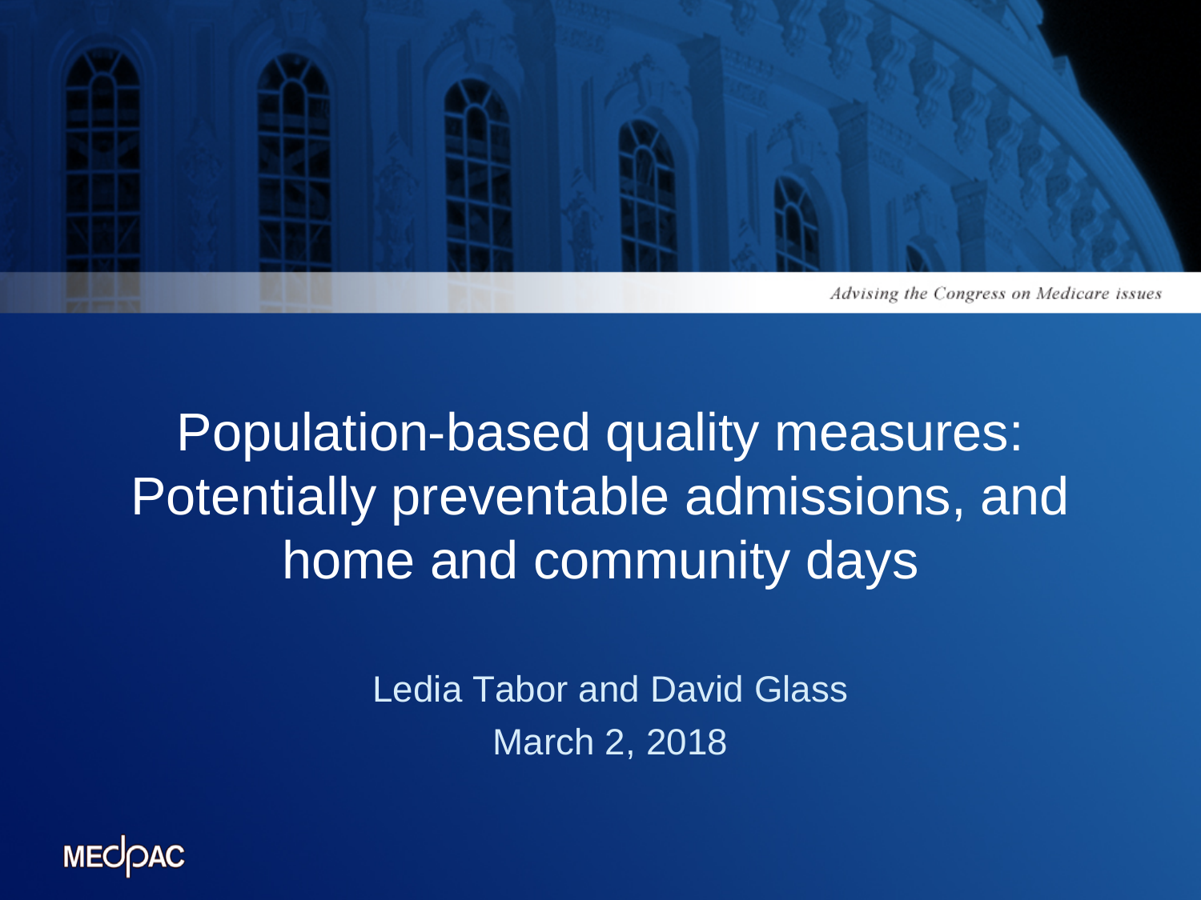*Advising the Congress on Medicare issues*

# Population-based quality measures: Potentially preventable admissions, and home and community days

Ledia Tabor and David Glass

March 2, 2018

MEDPAC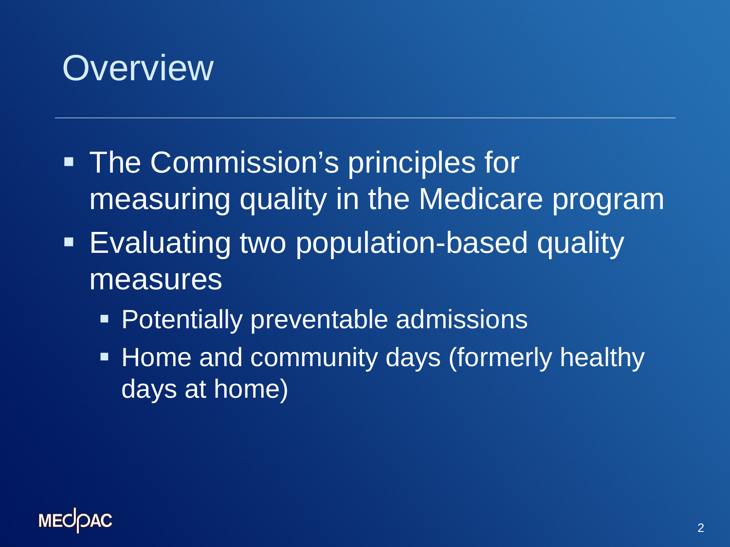# Overview

- The Commission's principles for measuring quality in the Medicare program
- Evaluating two population-based quality measures
  - Potentially preventable admissions
  - Home and community days (formerly healthy days at home)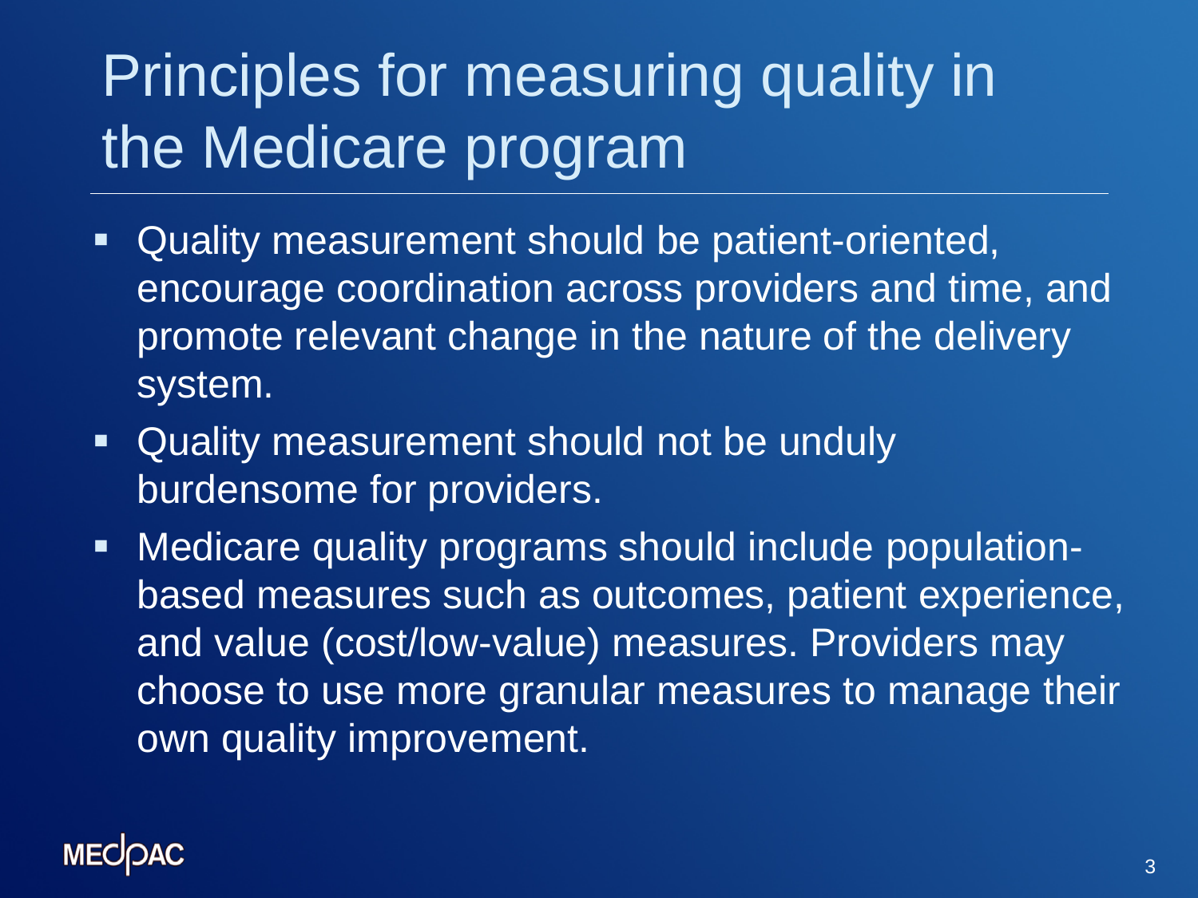# Principles for measuring quality in the Medicare program

- Quality measurement should be patient-oriented, encourage coordination across providers and time, and promote relevant change in the nature of the delivery system.
- Quality measurement should not be unduly burdensome for providers.
- Medicare quality programs should include population-based measures such as outcomes, patient experience, and value (cost/low-value) measures. Providers may choose to use more granular measures to manage their own quality improvement.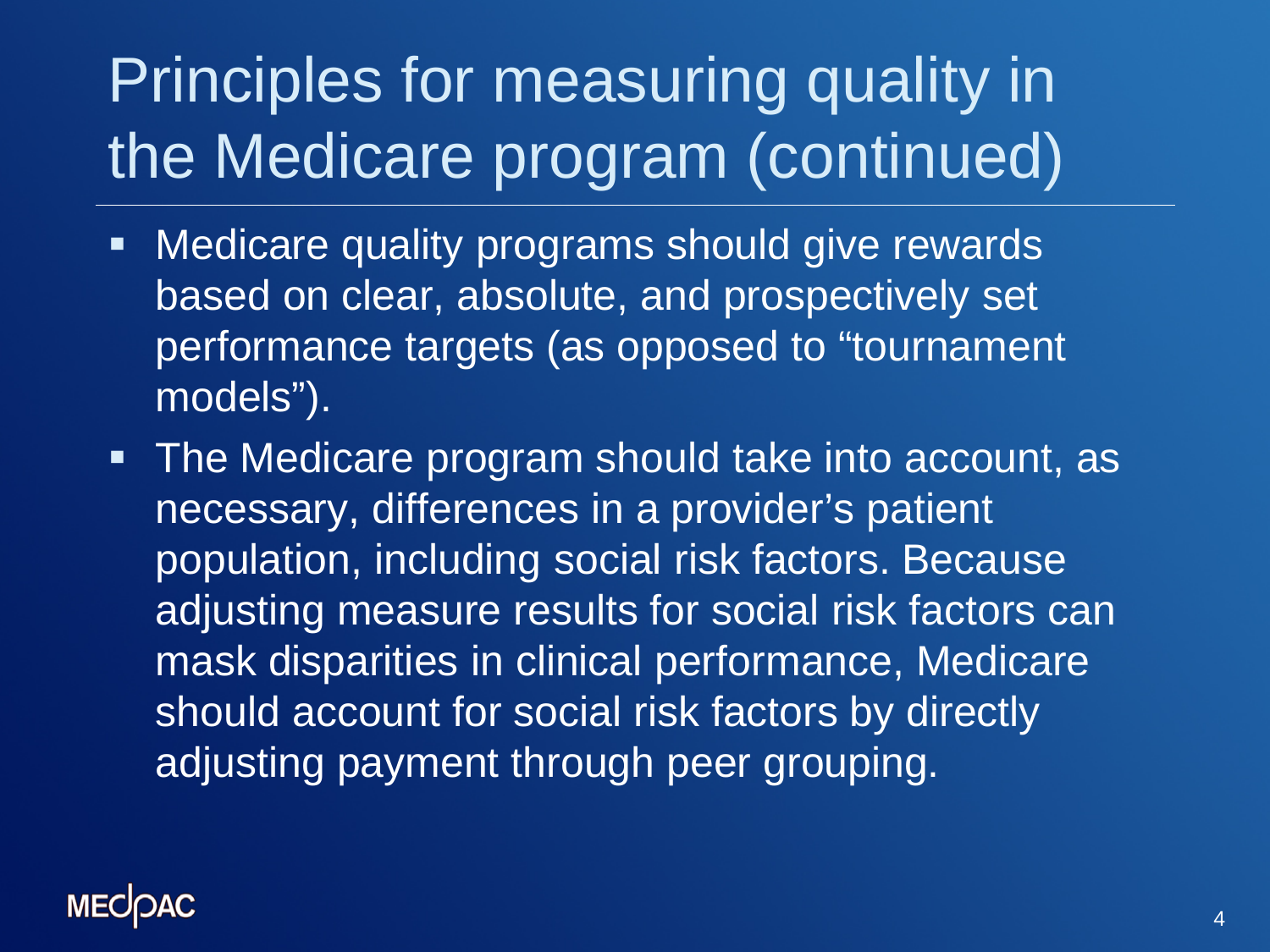# Principles for measuring quality in the Medicare program (continued)

- Medicare quality programs should give rewards based on clear, absolute, and prospectively set performance targets (as opposed to "tournament models").
- The Medicare program should take into account, as necessary, differences in a provider's patient population, including social risk factors. Because adjusting measure results for social risk factors can mask disparities in clinical performance, Medicare should account for social risk factors by directly adjusting payment through peer grouping.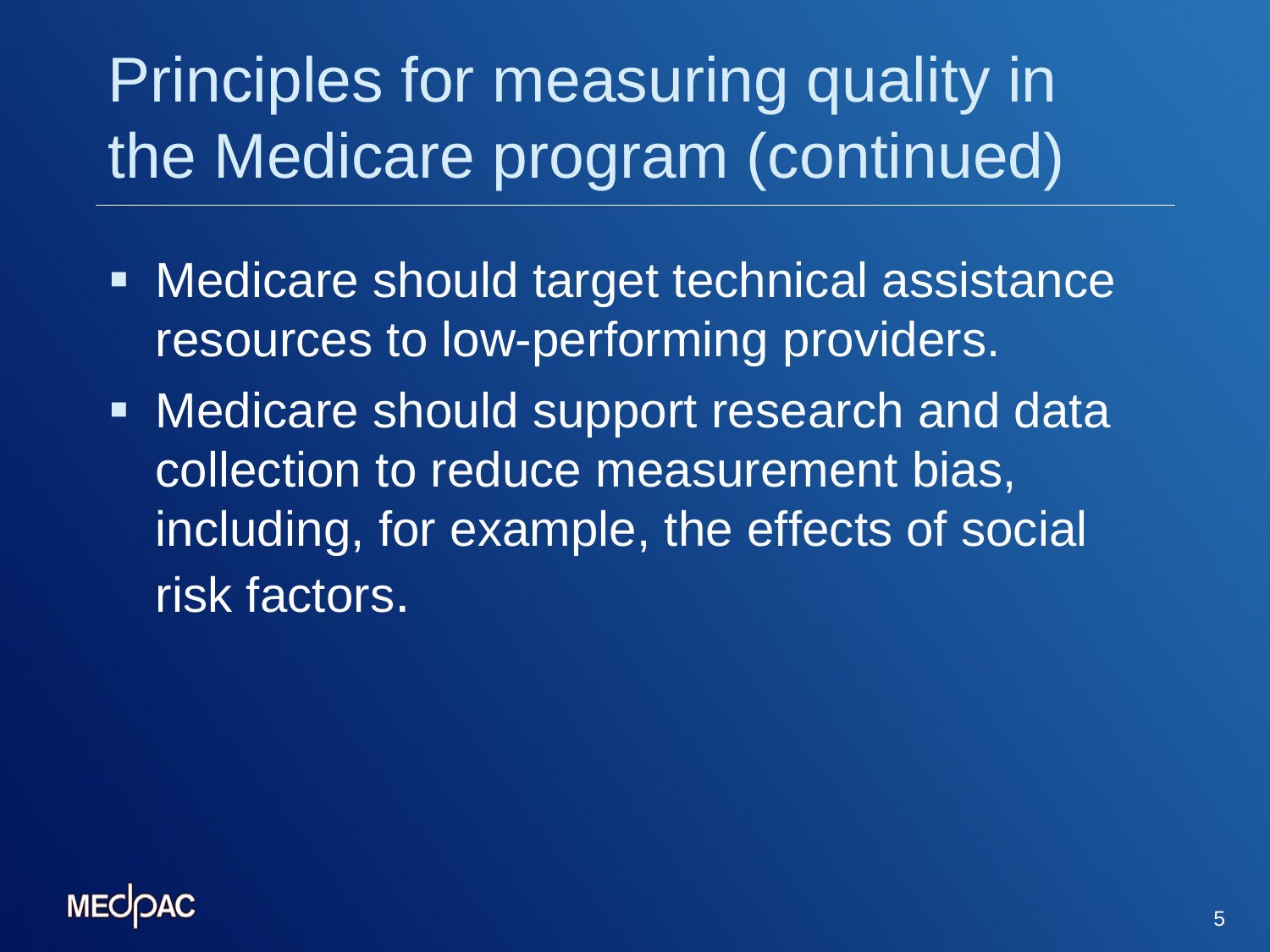# Principles for measuring quality in the Medicare program (continued)

- Medicare should target technical assistance resources to low-performing providers.
- Medicare should support research and data collection to reduce measurement bias, including, for example, the effects of social risk factors.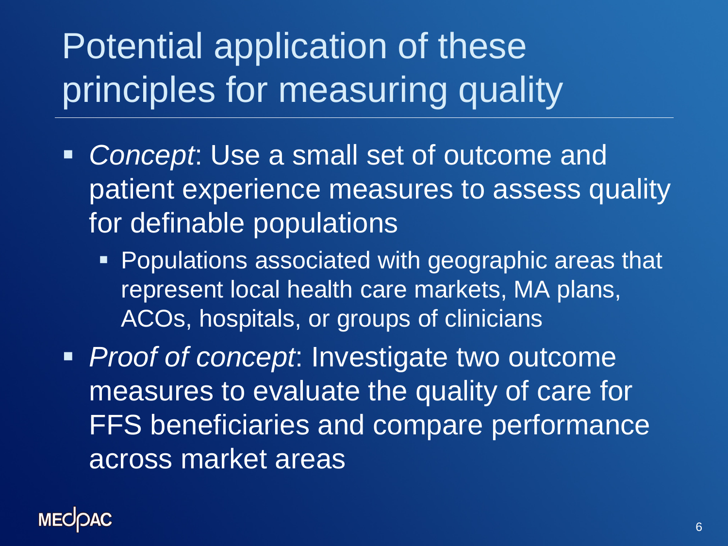# Potential application of these principles for measuring quality

- *Concept*: Use a small set of outcome and patient experience measures to assess quality for definable populations
  - Populations associated with geographic areas that represent local health care markets, MA plans, ACOs, hospitals, or groups of clinicians
- *Proof of concept*: Investigate two outcome measures to evaluate the quality of care for FFS beneficiaries and compare performance across market areas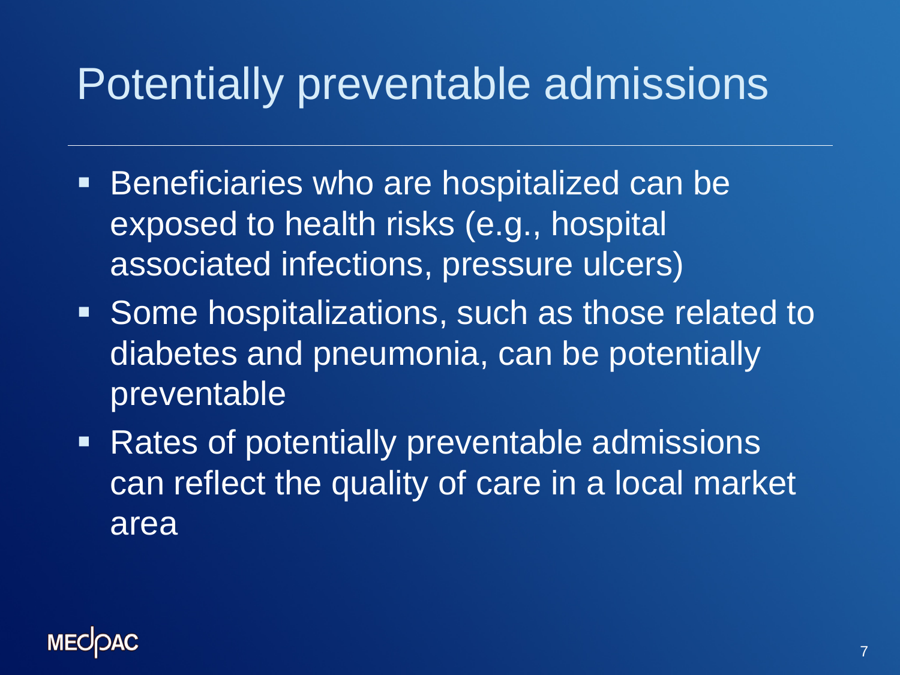# Potentially preventable admissions

- Beneficiaries who are hospitalized can be exposed to health risks (e.g., hospital associated infections, pressure ulcers)
- Some hospitalizations, such as those related to diabetes and pneumonia, can be potentially preventable
- Rates of potentially preventable admissions can reflect the quality of care in a local market area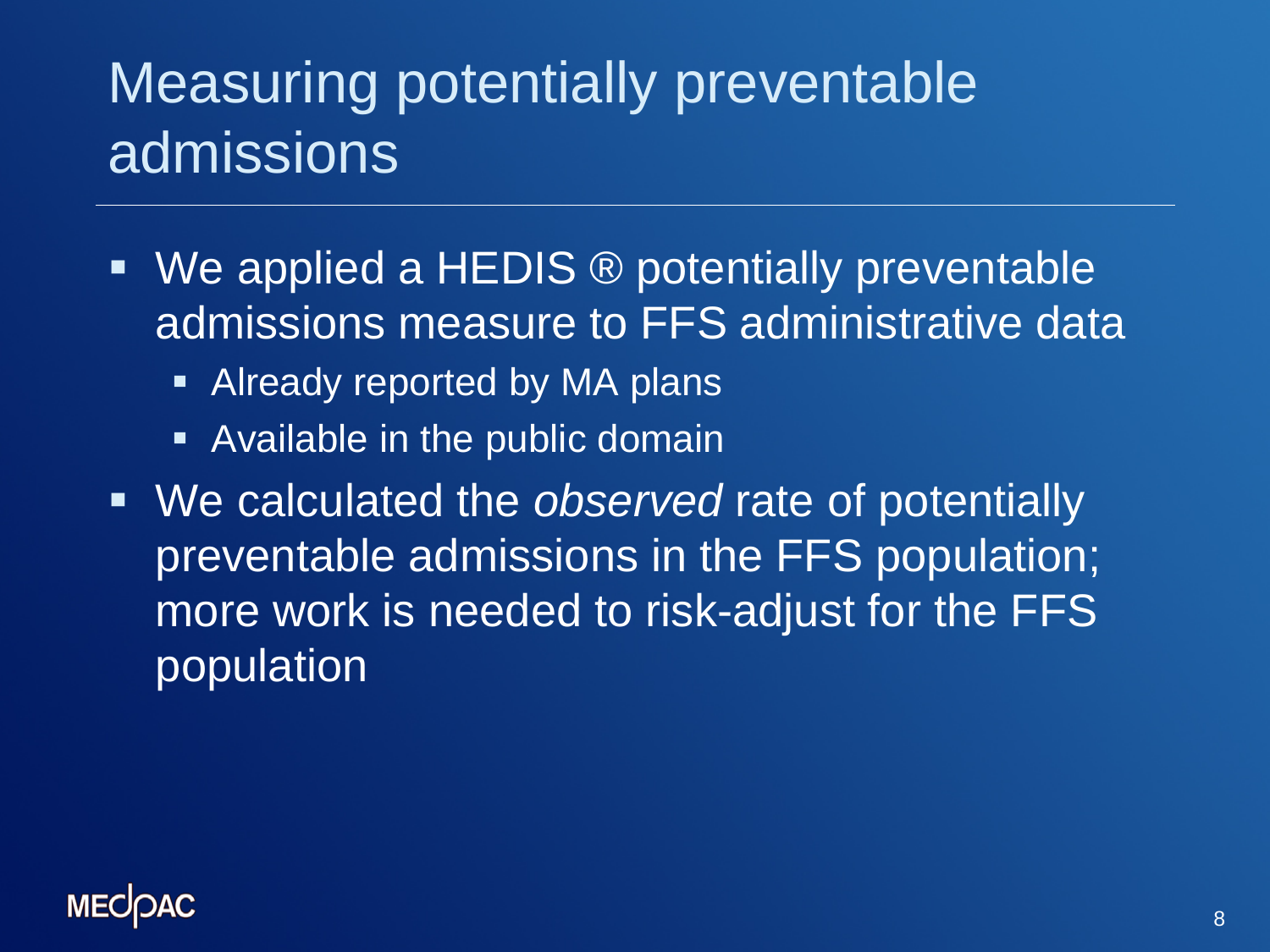# Measuring potentially preventable admissions

- We applied a HEDIS ® potentially preventable admissions measure to FFS administrative data
  - Already reported by MA plans
  - Available in the public domain
- We calculated the *observed* rate of potentially preventable admissions in the FFS population; more work is needed to risk-adjust for the FFS population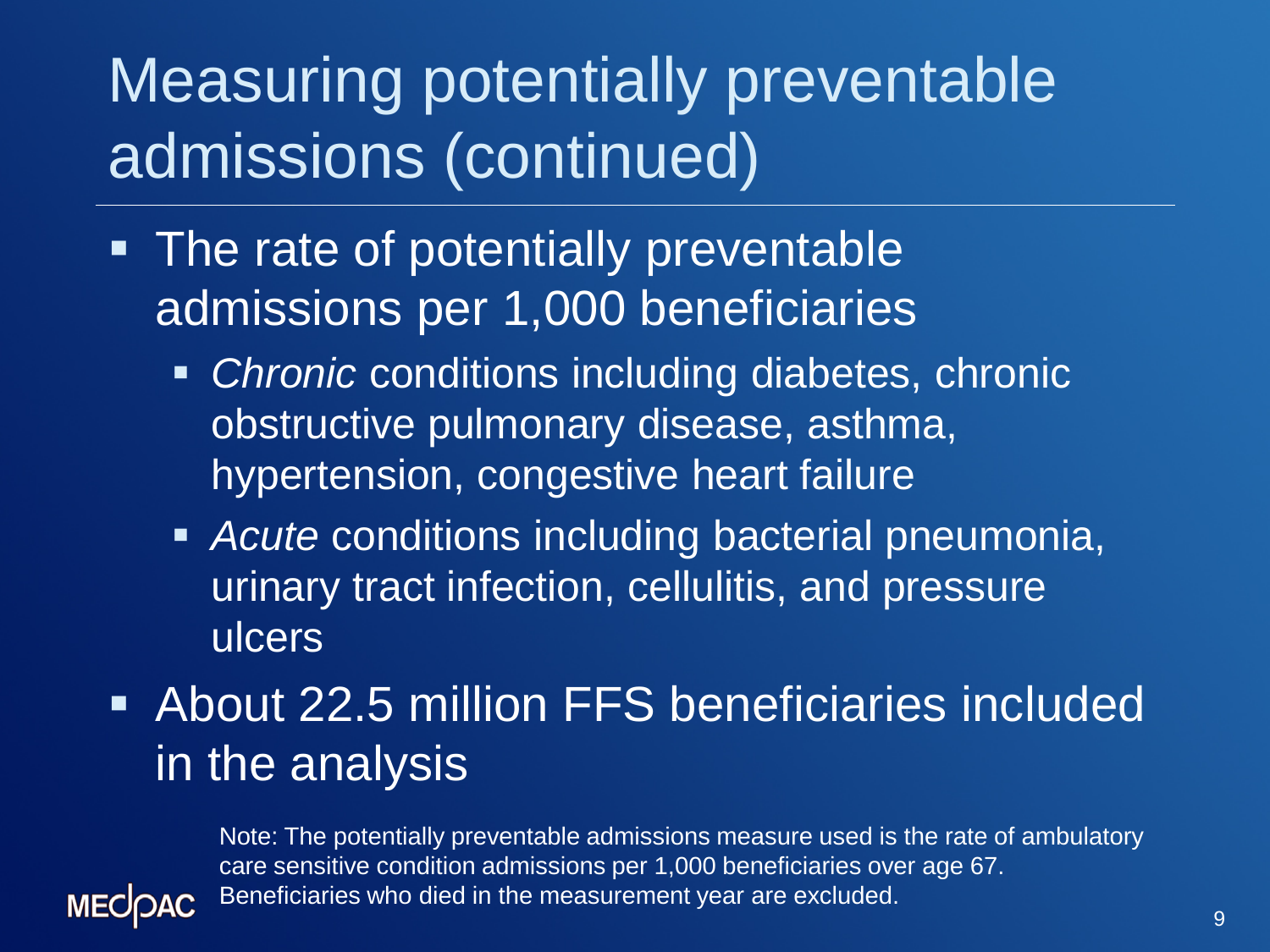# Measuring potentially preventable admissions (continued)

- The rate of potentially preventable admissions per 1,000 beneficiaries
  - *Chronic* conditions including diabetes, chronic obstructive pulmonary disease, asthma, hypertension, congestive heart failure
  - *Acute* conditions including bacterial pneumonia, urinary tract infection, cellulitis, and pressure ulcers
- About 22.5 million FFS beneficiaries included in the analysis

Note: The potentially preventable admissions measure used is the rate of ambulatory care sensitive condition admissions per 1,000 beneficiaries over age 67. Beneficiaries who died in the measurement year are excluded.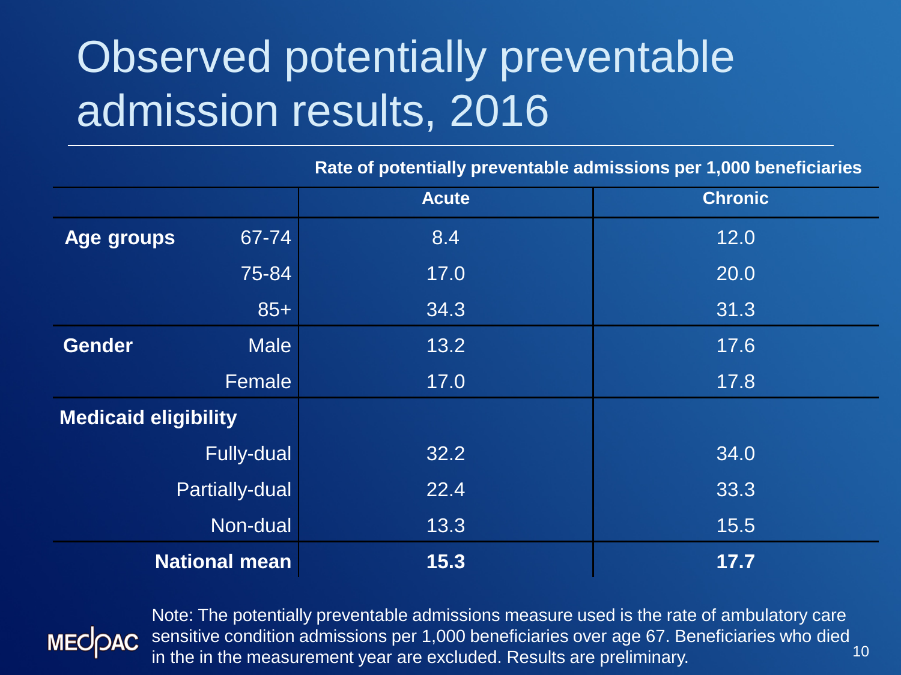# Observed potentially preventable admission results, 2016

| | | Rate of potentially preventable admissions per 1,000 beneficiaries | |
|---|---|---|---|
| | | **Acute** | **Chronic** |
| **Age groups** | 67-74 | 8.4 | 12.0 |
| | 75-84 | 17.0 | 20.0 |
| | 85+ | 34.3 | 31.3 |
| **Gender** | Male | 13.2 | 17.6 |
| | Female | 17.0 | 17.8 |
| **Medicaid eligibility** | | | |
| | Fully-dual | 32.2 | 34.0 |
| | Partially-dual | 22.4 | 33.3 |
| | Non-dual | 13.3 | 15.5 |
| **National mean** | | **15.3** | **17.7** |

Note: The potentially preventable admissions measure used is the rate of ambulatory care sensitive condition admissions per 1,000 beneficiaries over age 67. Beneficiaries who died in the in the measurement year are excluded. Results are preliminary.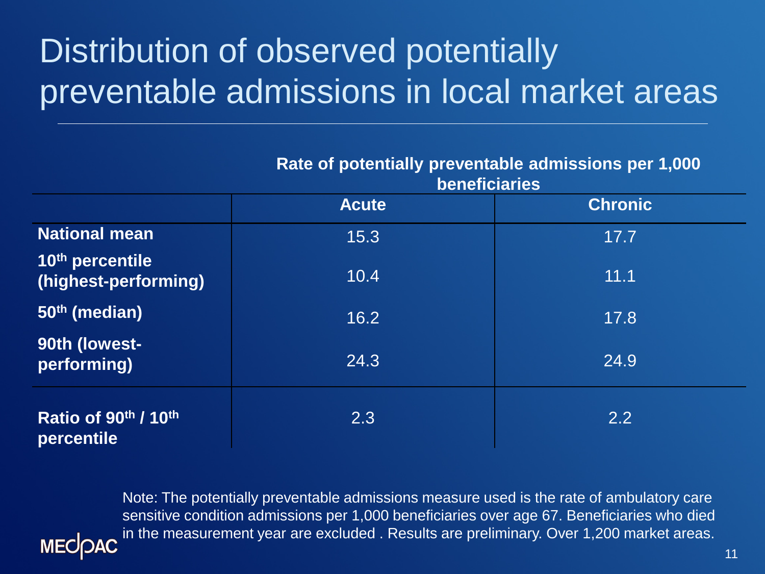# Distribution of observed potentially preventable admissions in local market areas

| | Rate of potentially preventable admissions per 1,000 beneficiaries | |
|---|---|---|
| | **Acute** | **Chronic** |
| **National mean** | 15.3 | 17.7 |
| **10th percentile (highest-performing)** | 10.4 | 11.1 |
| **50th (median)** | 16.2 | 17.8 |
| **90th (lowest-performing)** | 24.3 | 24.9 |
| **Ratio of 90th / 10th percentile** | 2.3 | 2.2 |

Note: The potentially preventable admissions measure used is the rate of ambulatory care sensitive condition admissions per 1,000 beneficiaries over age 67. Beneficiaries who died in the measurement year are excluded . Results are preliminary. Over 1,200 market areas.

MEDPAC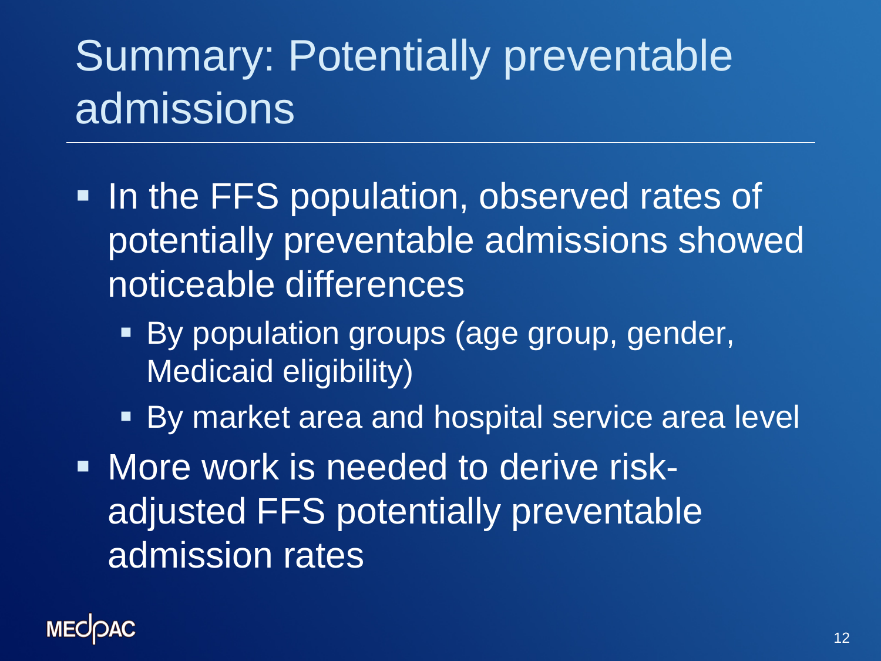# Summary: Potentially preventable admissions

- In the FFS population, observed rates of potentially preventable admissions showed noticeable differences
  - By population groups (age group, gender, Medicaid eligibility)
  - By market area and hospital service area level
- More work is needed to derive risk-adjusted FFS potentially preventable admission rates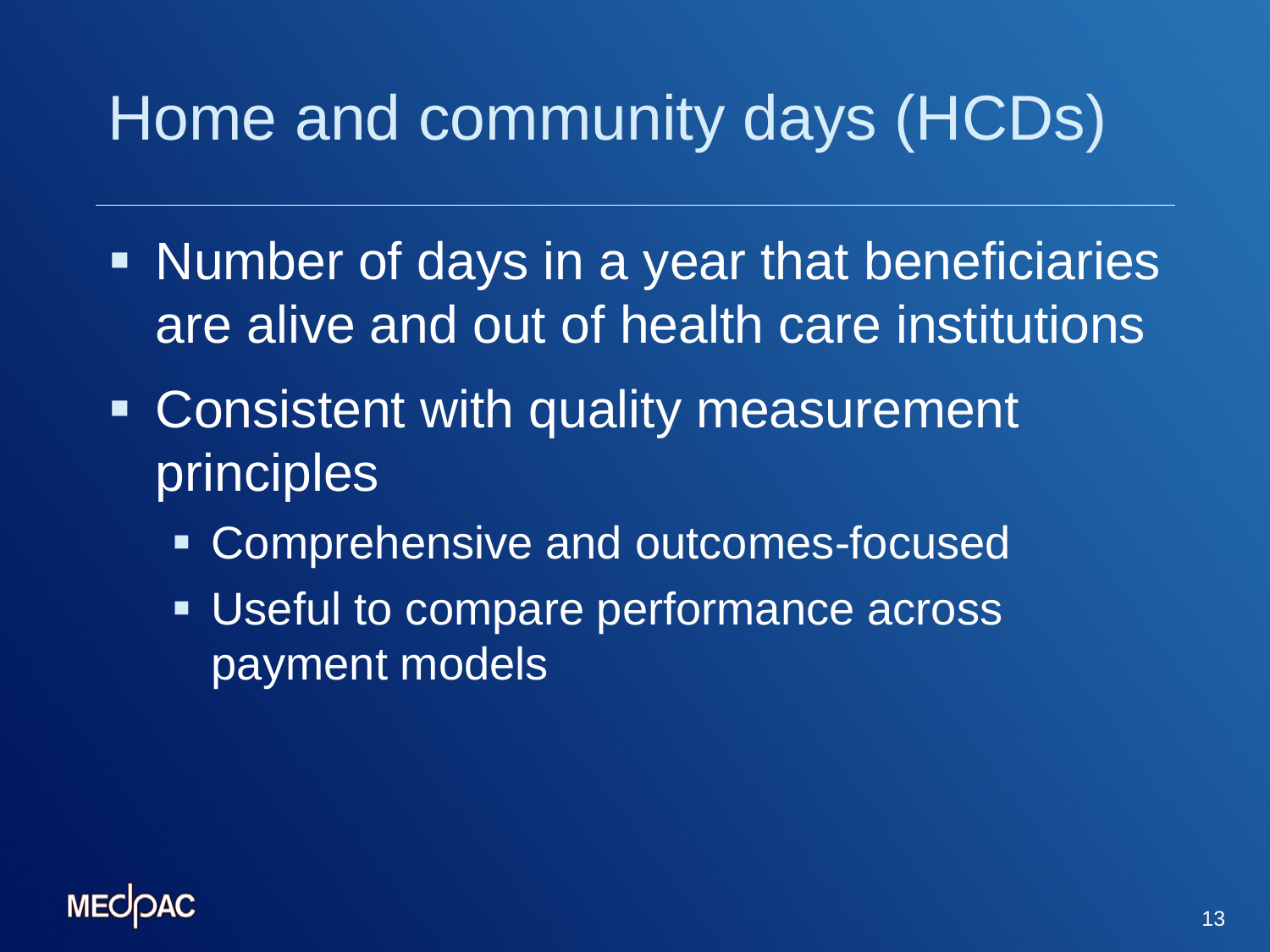# Home and community days (HCDs)

- Number of days in a year that beneficiaries are alive and out of health care institutions
- Consistent with quality measurement principles
  - Comprehensive and outcomes-focused
  - Useful to compare performance across payment models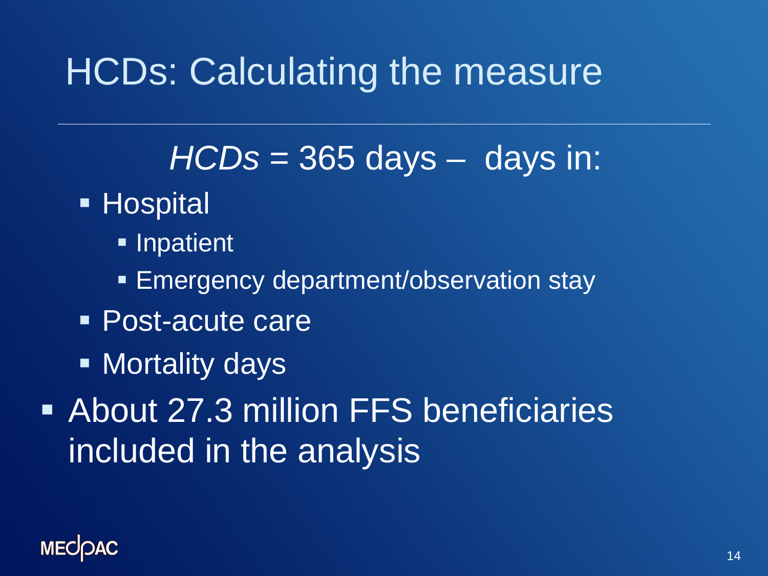# HCDs: Calculating the measure

*HCDs* = 365 days – days in:

- Hospital
  - Inpatient
  - Emergency department/observation stay
- Post-acute care
- Mortality days

- About 27.3 million FFS beneficiaries included in the analysis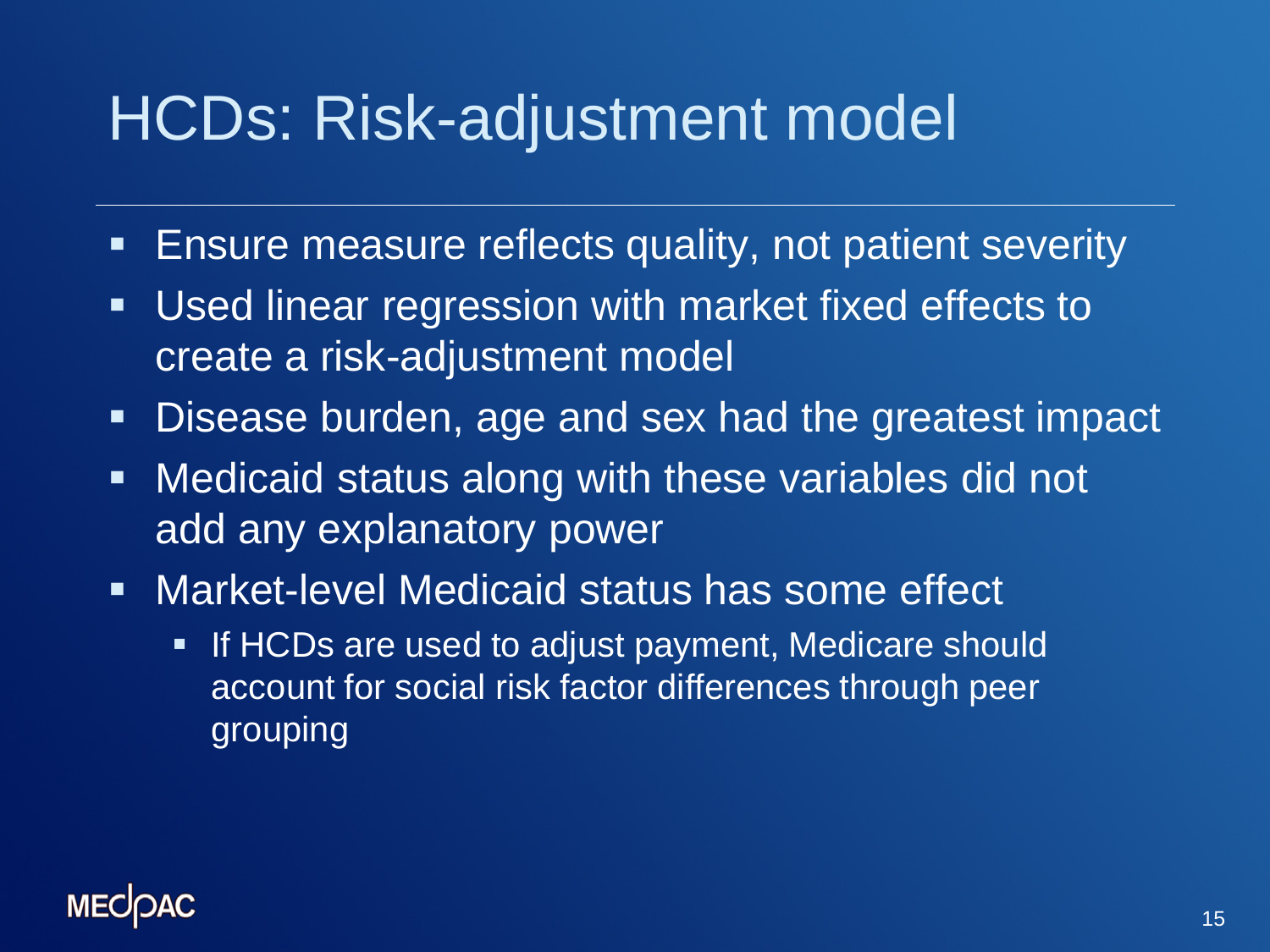# HCDs: Risk-adjustment model

- Ensure measure reflects quality, not patient severity
- Used linear regression with market fixed effects to create a risk-adjustment model
- Disease burden, age and sex had the greatest impact
- Medicaid status along with these variables did not add any explanatory power
- Market-level Medicaid status has some effect
  - If HCDs are used to adjust payment, Medicare should account for social risk factor differences through peer grouping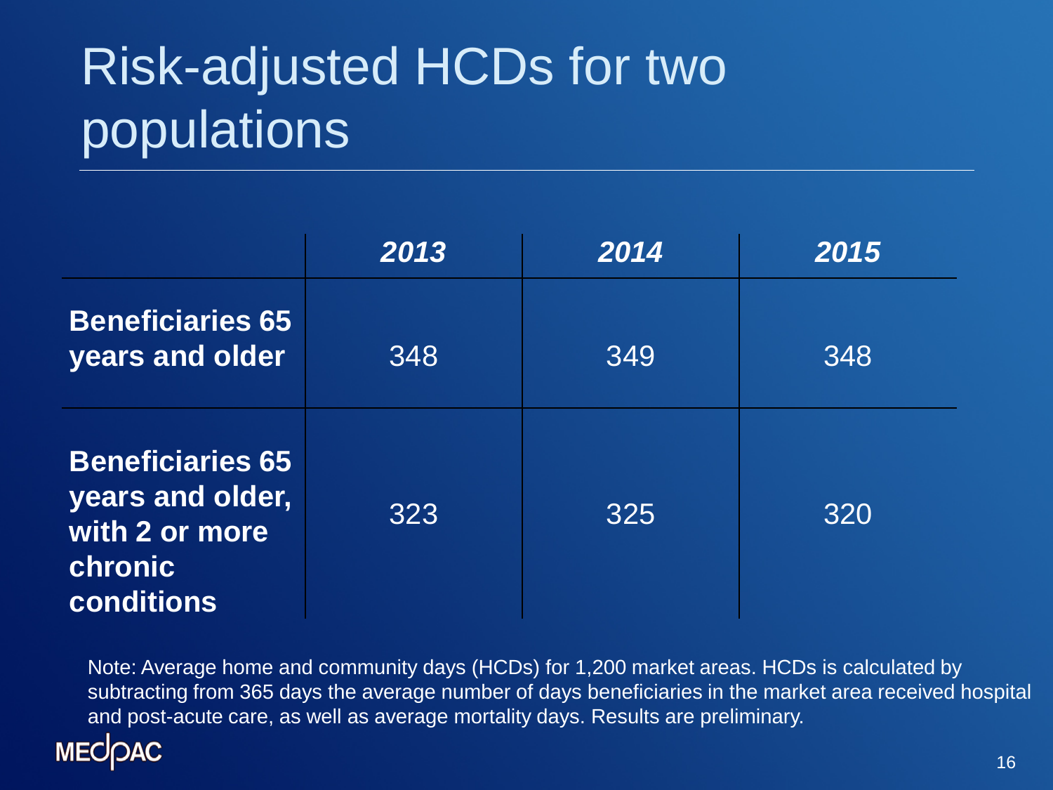# Risk-adjusted HCDs for two populations

| | *2013* | *2014* | *2015* |
|---|---|---|---|
| **Beneficiaries 65 years and older** | 348 | 349 | 348 |
| **Beneficiaries 65 years and older, with 2 or more chronic conditions** | 323 | 325 | 320 |

Note: Average home and community days (HCDs) for 1,200 market areas. HCDs is calculated by subtracting from 365 days the average number of days beneficiaries in the market area received hospital and post-acute care, as well as average mortality days. Results are preliminary.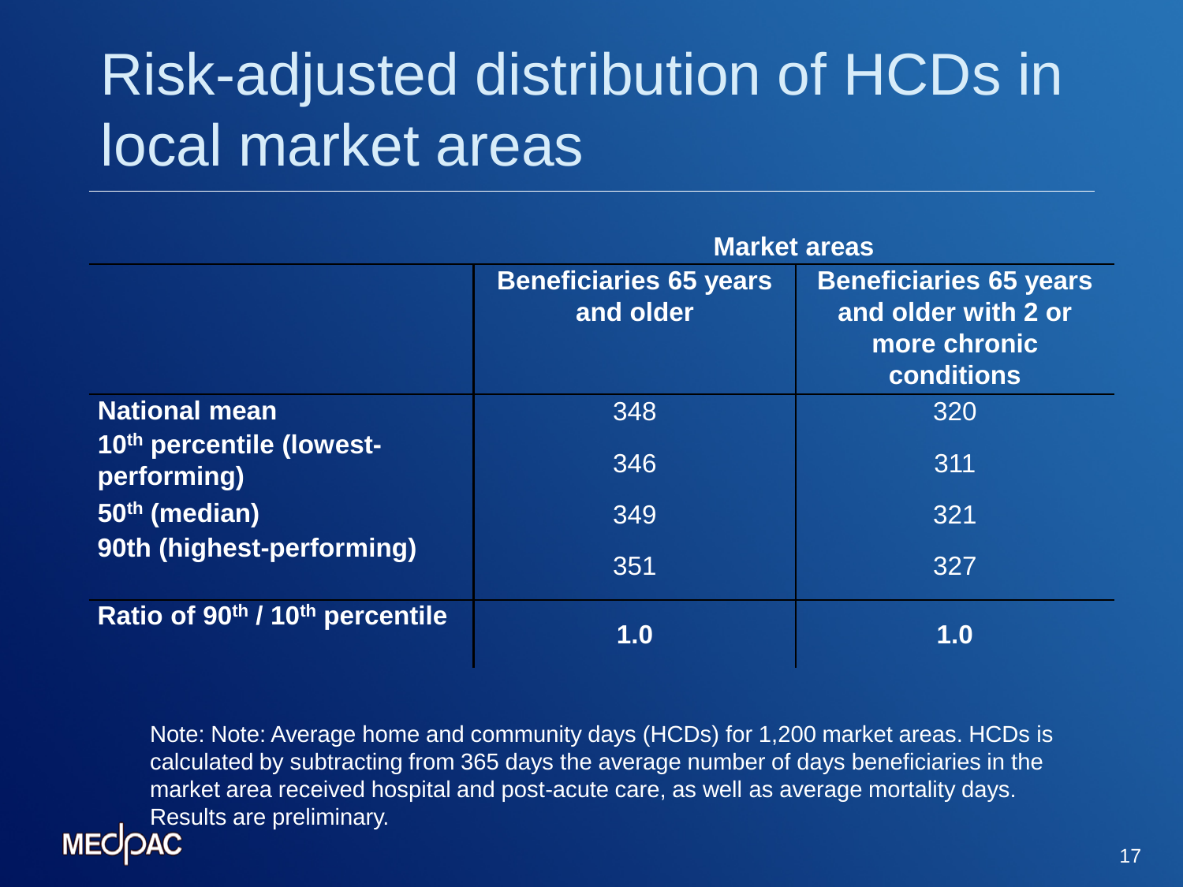# Risk-adjusted distribution of HCDs in local market areas

| | Market areas | |
|---|---|---|
| | **Beneficiaries 65 years and older** | **Beneficiaries 65 years and older with 2 or more chronic conditions** |
| **National mean** | 348 | 320 |
| **10th percentile (lowest-performing)** | 346 | 311 |
| **50th (median)** | 349 | 321 |
| **90th (highest-performing)** | 351 | 327 |
| **Ratio of 90th / 10th percentile** | **1.0** | **1.0** |

Note: Note: Average home and community days (HCDs) for 1,200 market areas. HCDs is calculated by subtracting from 365 days the average number of days beneficiaries in the market area received hospital and post-acute care, as well as average mortality days. Results are preliminary.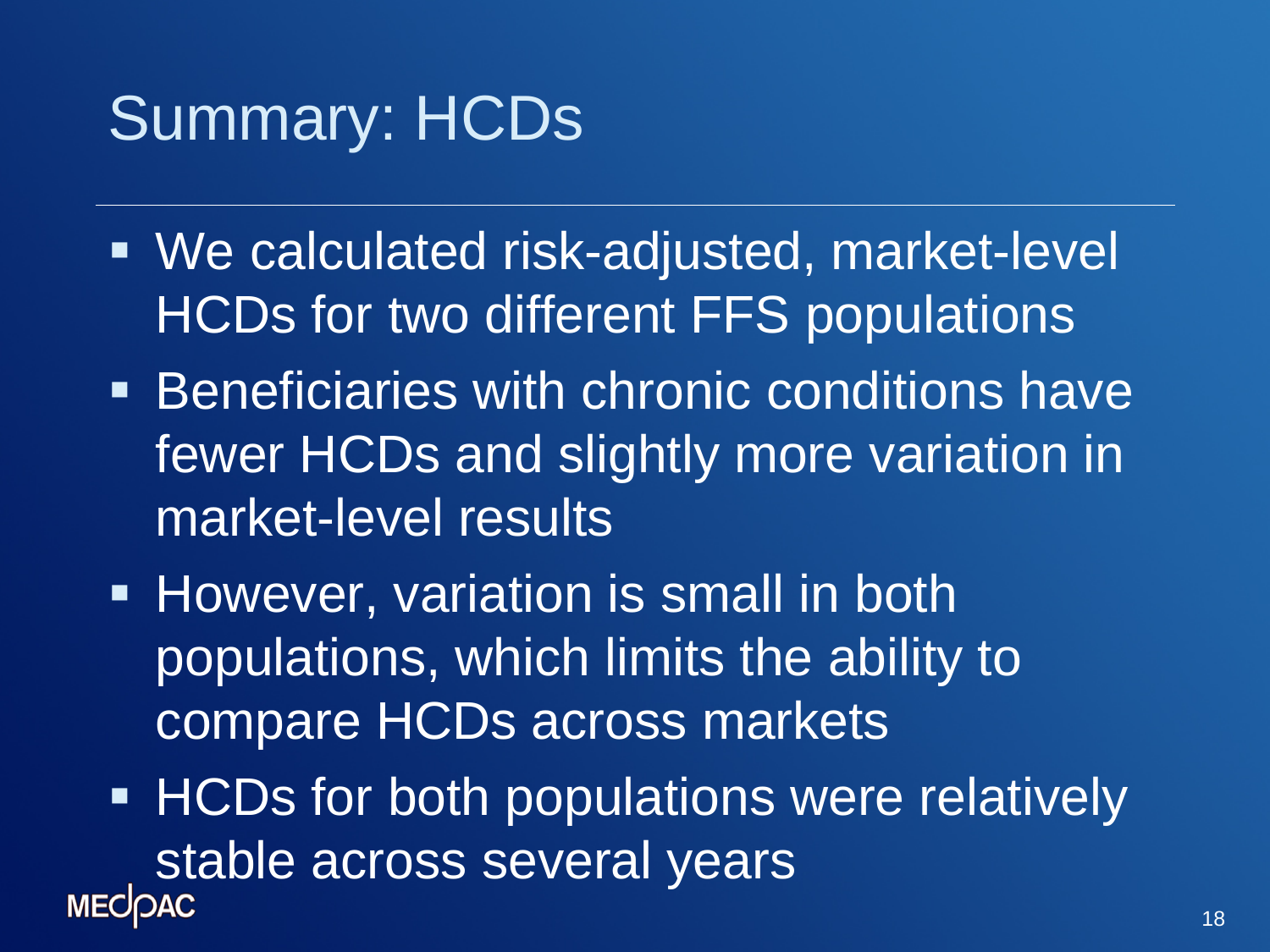# Summary: HCDs

- We calculated risk-adjusted, market-level HCDs for two different FFS populations
- Beneficiaries with chronic conditions have fewer HCDs and slightly more variation in market-level results
- However, variation is small in both populations, which limits the ability to compare HCDs across markets
- HCDs for both populations were relatively stable across several years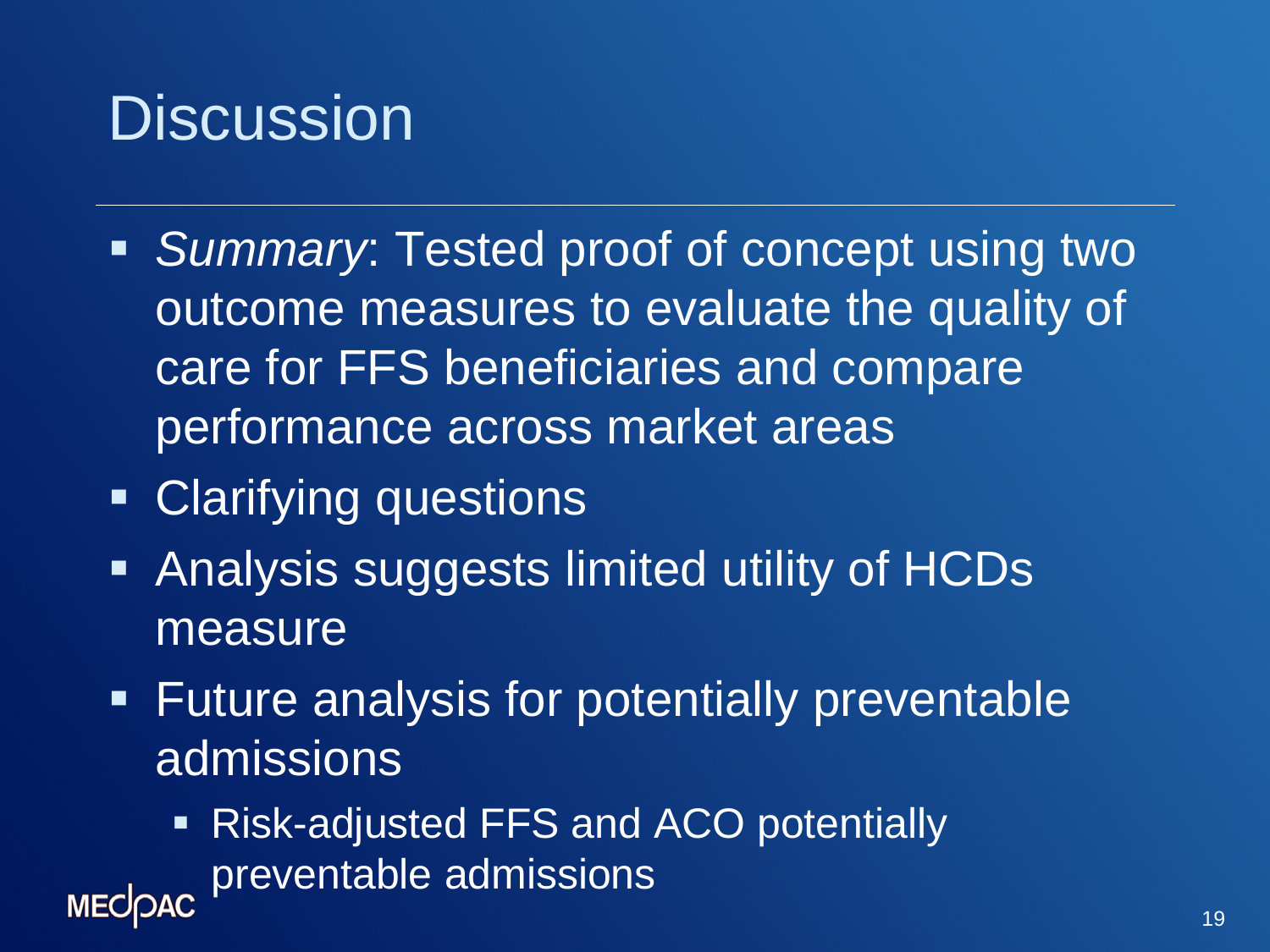# Discussion

- *Summary*: Tested proof of concept using two outcome measures to evaluate the quality of care for FFS beneficiaries and compare performance across market areas
- Clarifying questions
- Analysis suggests limited utility of HCDs measure
- Future analysis for potentially preventable admissions
  - Risk-adjusted FFS and ACO potentially preventable admissions